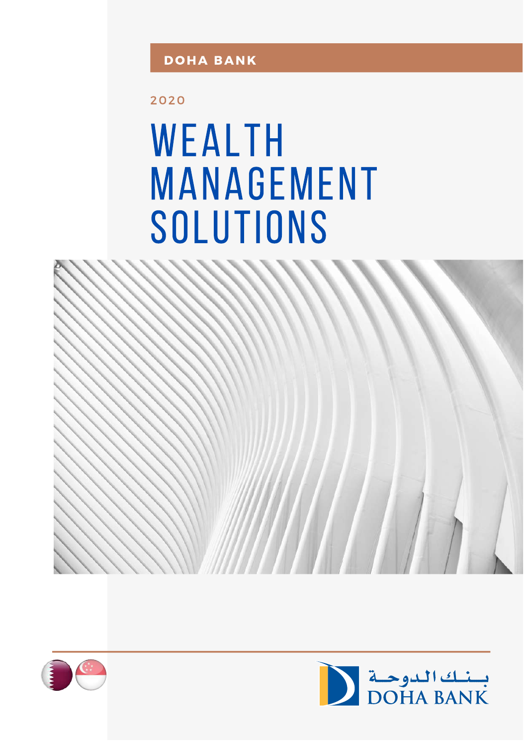**DOHA BANK**

2020

# WEALTH MANAGEMENT SOLUTIONS

بنك الدوحة
DOHA BANK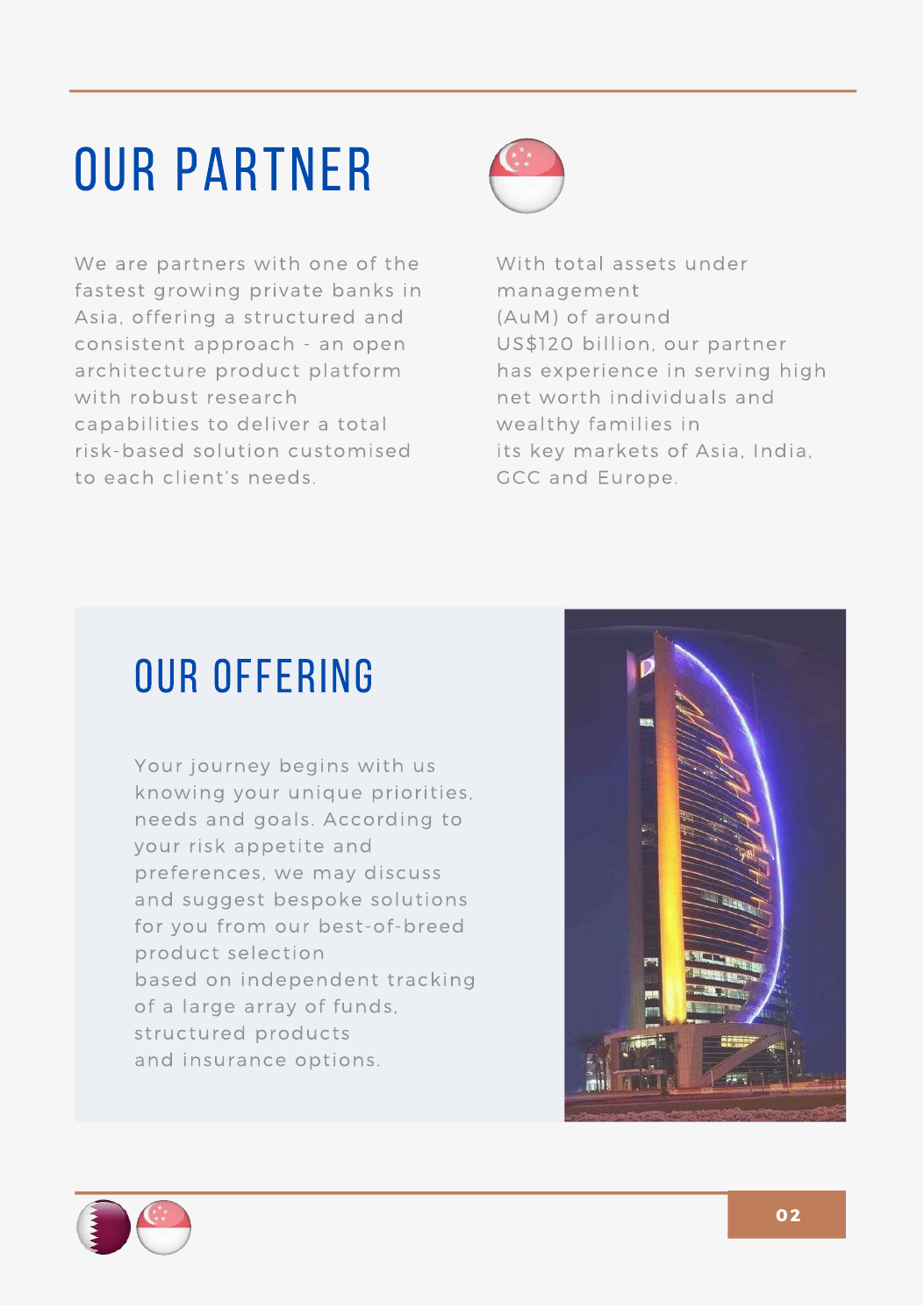# OUR PARTNER

We are partners with one of the fastest growing private banks in Asia, offering a structured and consistent approach - an open architecture product platform with robust research capabilities to deliver a total risk-based solution customised to each client's needs.

With total assets under management (AuM) of around US$120 billion, our partner has experience in serving high net worth individuals and wealthy families in its key markets of Asia, India, GCC and Europe.

# OUR OFFERING

Your journey begins with us knowing your unique priorities, needs and goals. According to your risk appetite and preferences, we may discuss and suggest bespoke solutions for you from our best-of-breed product selection based on independent tracking of a large array of funds, structured products and insurance options.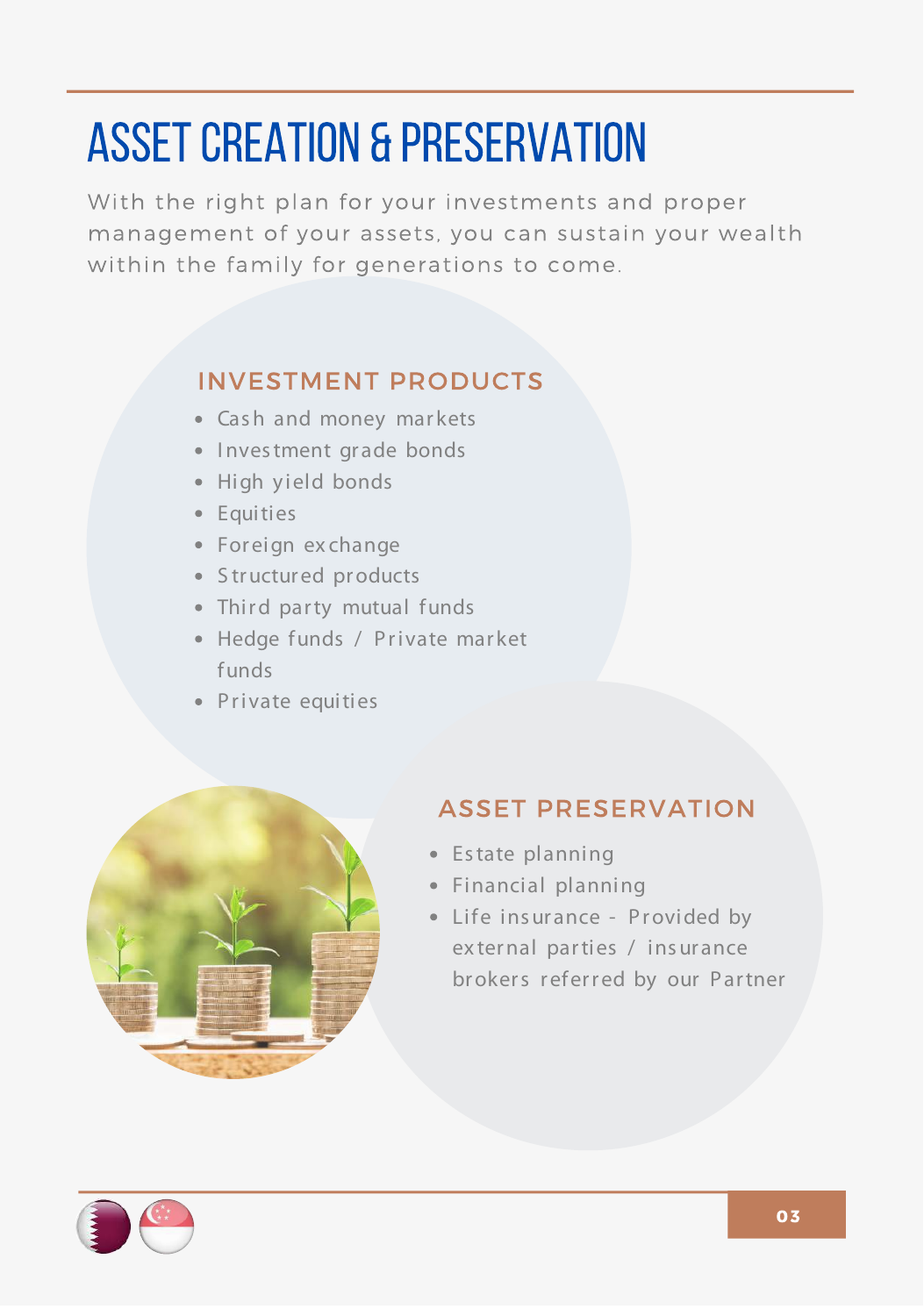# ASSET CREATION & PRESERVATION

With the right plan for your investments and proper management of your assets, you can sustain your wealth within the family for generations to come.

## INVESTMENT PRODUCTS

- Cash and money markets
- Investment grade bonds
- High yield bonds
- Equities
- Foreign exchange
- Structured products
- Third party mutual funds
- Hedge funds / Private market funds
- Private equities

## ASSET PRESERVATION

- Estate planning
- Financial planning
- Life insurance - Provided by external parties / insurance brokers referred by our Partner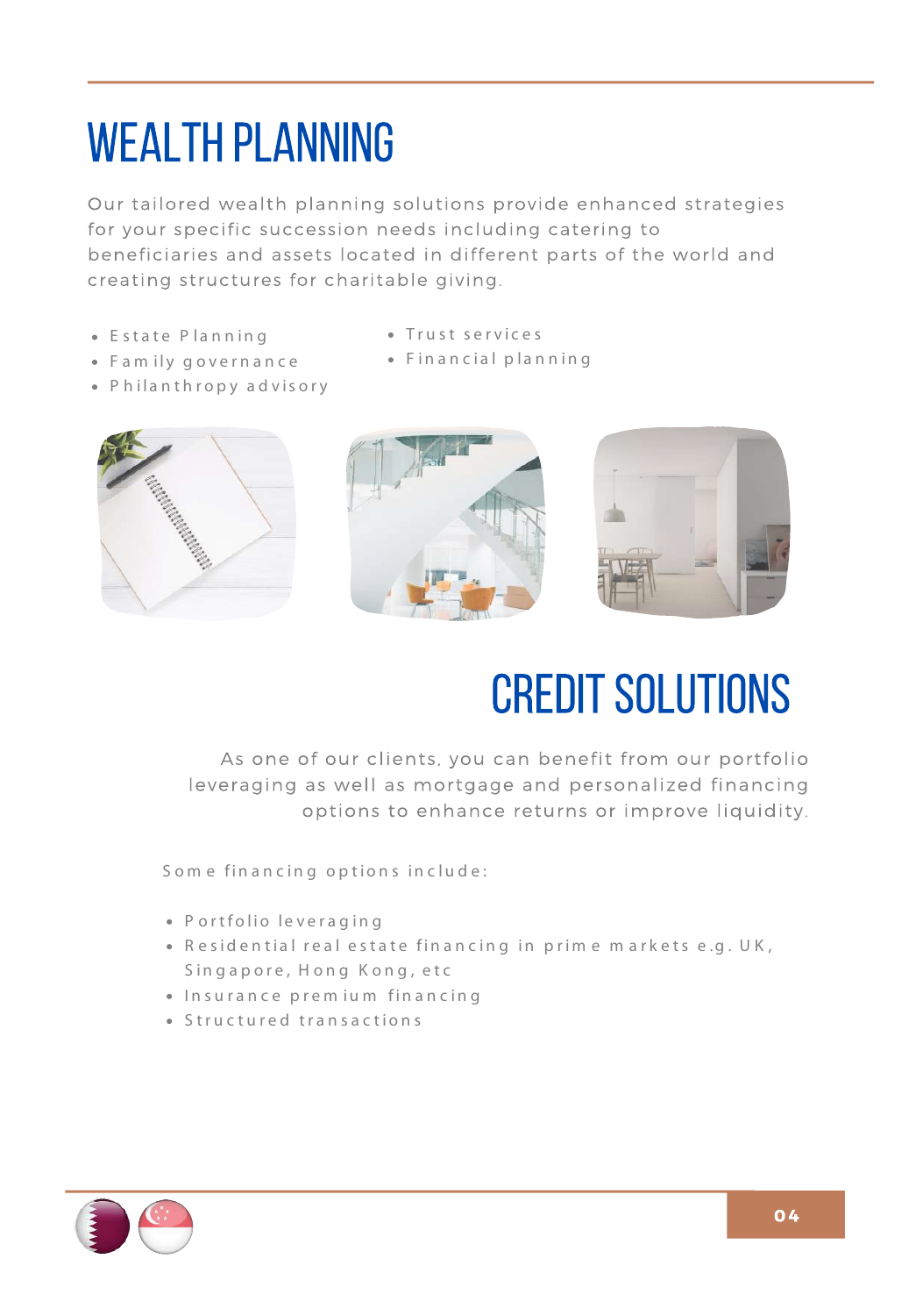# WEALTH PLANNING

Our tailored wealth planning solutions provide enhanced strategies for your specific succession needs including catering to beneficiaries and assets located in different parts of the world and creating structures for charitable giving.

- Estate Planning
- Family governance
- Philanthropy advisory
- Trust services
- Financial planning

# CREDIT SOLUTIONS

As one of our clients, you can benefit from our portfolio leveraging as well as mortgage and personalized financing options to enhance returns or improve liquidity.

Some financing options include:

- Portfolio leveraging
- Residential real estate financing in prime markets e.g. UK, Singapore, Hong Kong, etc
- Insurance premium financing
- Structured transactions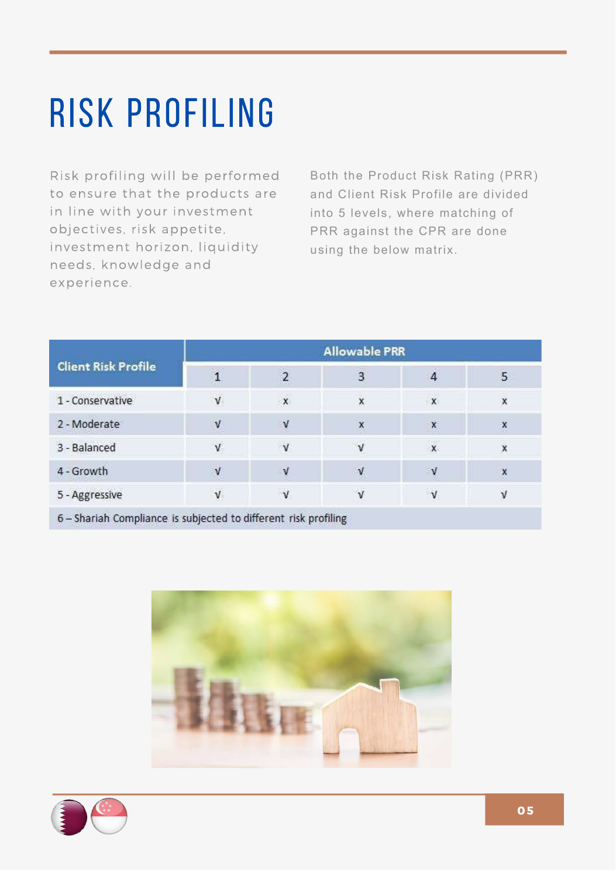# RISK PROFILING

Risk profiling will be performed to ensure that the products are in line with your investment objectives, risk appetite, investment horizon, liquidity needs, knowledge and experience.

Both the Product Risk Rating (PRR) and Client Risk Profile are divided into 5 levels, where matching of PRR against the CPR are done using the below matrix.

| Client Risk Profile | Allowable PRR | | | | |
|---|---|---|---|---|---|
| | 1 | 2 | 3 | 4 | 5 |
| 1 - Conservative | √ | x | x | x | x |
| 2 - Moderate | √ | √ | x | x | x |
| 3 - Balanced | √ | √ | √ | x | x |
| 4 - Growth | √ | √ | √ | √ | x |
| 5 - Aggressive | √ | √ | √ | √ | √ |
| 6 – Shariah Compliance is subjected to different risk profiling | | | | | |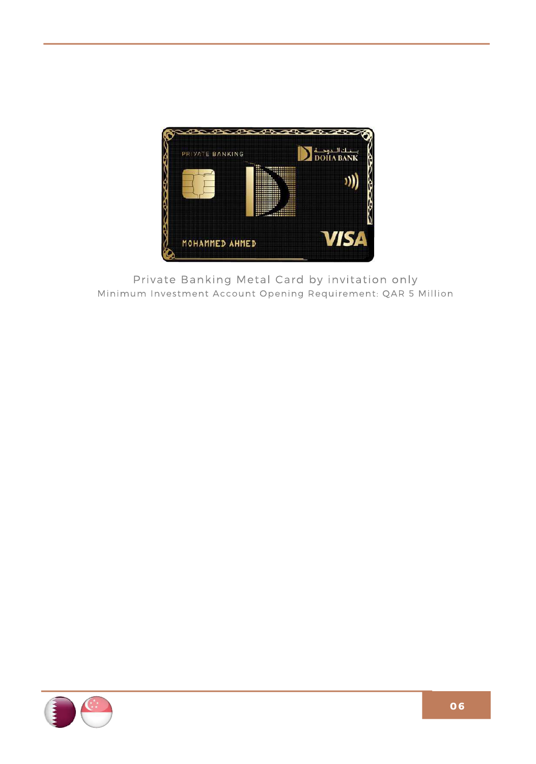Private Banking Metal Card by invitation only

Minimum Investment Account Opening Requirement: QAR 5 Million